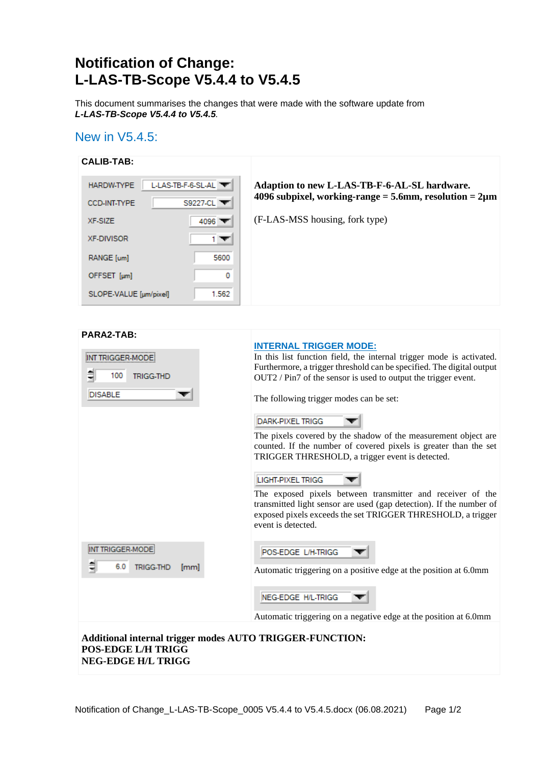# Notification of Change: L-LAS-TB-Scope V5.4.4 to V5.4.5

This document summarises the changes that were made with the software update from ***L-LAS-TB-Scope V5.4.4 to V5.4.5***.

## New in V5.4.5:

### CALIB-TAB:

| Setting | Value |
|---|---|
| HARDW-TYPE | L-LAS-TB-F-6-SL-AL |
| CCD-INT-TYPE | S9227-CL |
| XF-SIZE | 4096 |
| XF-DIVISOR | 1 |
| RANGE [um] | 5600 |
| OFFSET [µm] | 0 |
| SLOPE-VALUE [µm/pixel] | 1.562 |

**Adaption to new L-LAS-TB-F-6-AL-SL hardware.**
**4096 subpixel, working-range = 5.6mm, resolution = 2µm**

(F-LAS-MSS housing, fork type)

### PARA2-TAB:

INT TRIGGER-MODE
100 TRIGG-THD
DISABLE

**INTERNAL TRIGGER MODE:**

In this list function field, the internal trigger mode is activated. Furthermore, a trigger threshold can be specified. The digital output OUT2 / Pin7 of the sensor is used to output the trigger event.

The following trigger modes can be set:

DARK-PIXEL TRIGG

The pixels covered by the shadow of the measurement object are counted. If the number of covered pixels is greater than the set TRIGGER THRESHOLD, a trigger event is detected.

LIGHT-PIXEL TRIGG

The exposed pixels between transmitter and receiver of the transmitted light sensor are used (gap detection). If the number of exposed pixels exceeds the set TRIGGER THRESHOLD, a trigger event is detected.

INT TRIGGER-MODE
6.0 TRIGG-THD [mm]

POS-EDGE L/H-TRIGG

Automatic triggering on a positive edge at the position at 6.0mm

NEG-EDGE H/L-TRIGG

Automatic triggering on a negative edge at the position at 6.0mm

**Additional internal trigger modes AUTO TRIGGER-FUNCTION:**
**POS-EDGE L/H TRIGG**
**NEG-EDGE H/L TRIGG**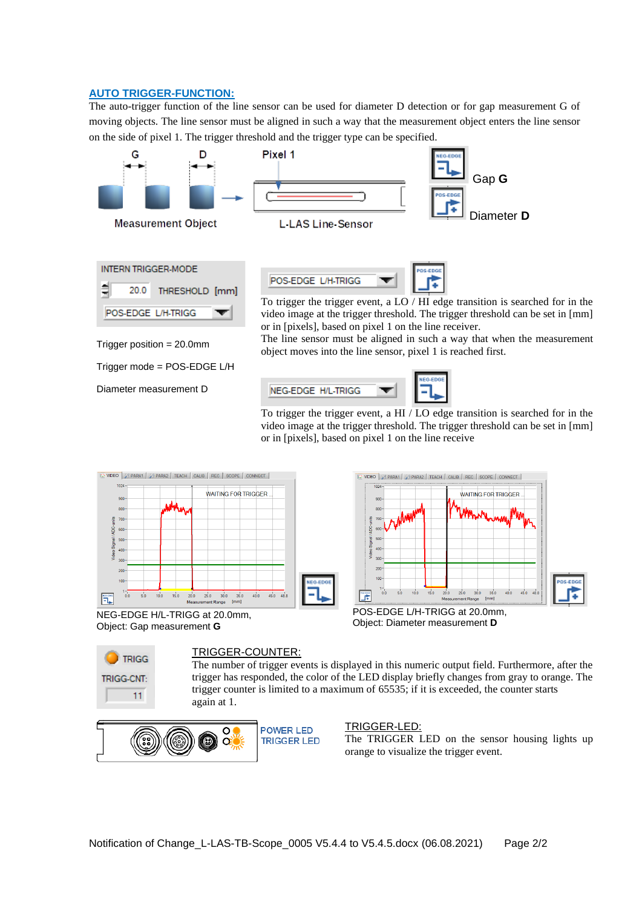## AUTO TRIGGER-FUNCTION:

The auto-trigger function of the line sensor can be used for diameter D detection or for gap measurement G of moving objects. The line sensor must be aligned in such a way that the measurement object enters the line sensor on the side of pixel 1. The trigger threshold and the trigger type can be specified.

G
D
Pixel 1
Measurement Object
L-LAS Line-Sensor
NEG-EDGE
Gap **G**
POS-EDGE
Diameter **D**

INTERN TRIGGER-MODE
20.0 THRESHOLD [mm]
POS-EDGE L/H-TRIGG

Trigger position = 20.0mm

Trigger mode = POS-EDGE L/H

Diameter measurement D

POS-EDGE L/H-TRIGG

To trigger the trigger event, a LO / HI edge transition is searched for in the video image at the trigger threshold. The trigger threshold can be set in [mm] or in [pixels], based on pixel 1 on the line receiver.
The line sensor must be aligned in such a way that when the measurement object moves into the line sensor, pixel 1 is reached first.

NEG-EDGE H/L-TRIGG

To trigger the trigger event, a HI / LO edge transition is searched for in the video image at the trigger threshold. The trigger threshold can be set in [mm] or in [pixels], based on pixel 1 on the line receive

WAITING FOR TRIGGER
Video Signal / ADC-units
Measurement Range [mm]

NEG-EDGE H/L-TRIGG at 20.0mm,
Object: Gap measurement **G**

WAITING FOR TRIGGER
Video Signal / ADC-units
Measurement Range [mm]

POS-EDGE L/H-TRIGG at 20.0mm,
Object: Diameter measurement **D**

TRIGG
TRIGG-CNT:
11

### TRIGGER-COUNTER:

The number of trigger events is displayed in this numeric output field. Furthermore, after the trigger has responded, the color of the LED display briefly changes from gray to orange. The trigger counter is limited to a maximum of 65535; if it is exceeded, the counter starts again at 1.

POWER LED
TRIGGER LED

### TRIGGER-LED:

The TRIGGER LED on the sensor housing lights up orange to visualize the trigger event.

Notification of Change_L-LAS-TB-Scope_0005 V5.4.4 to V5.4.5.docx (06.08.2021)